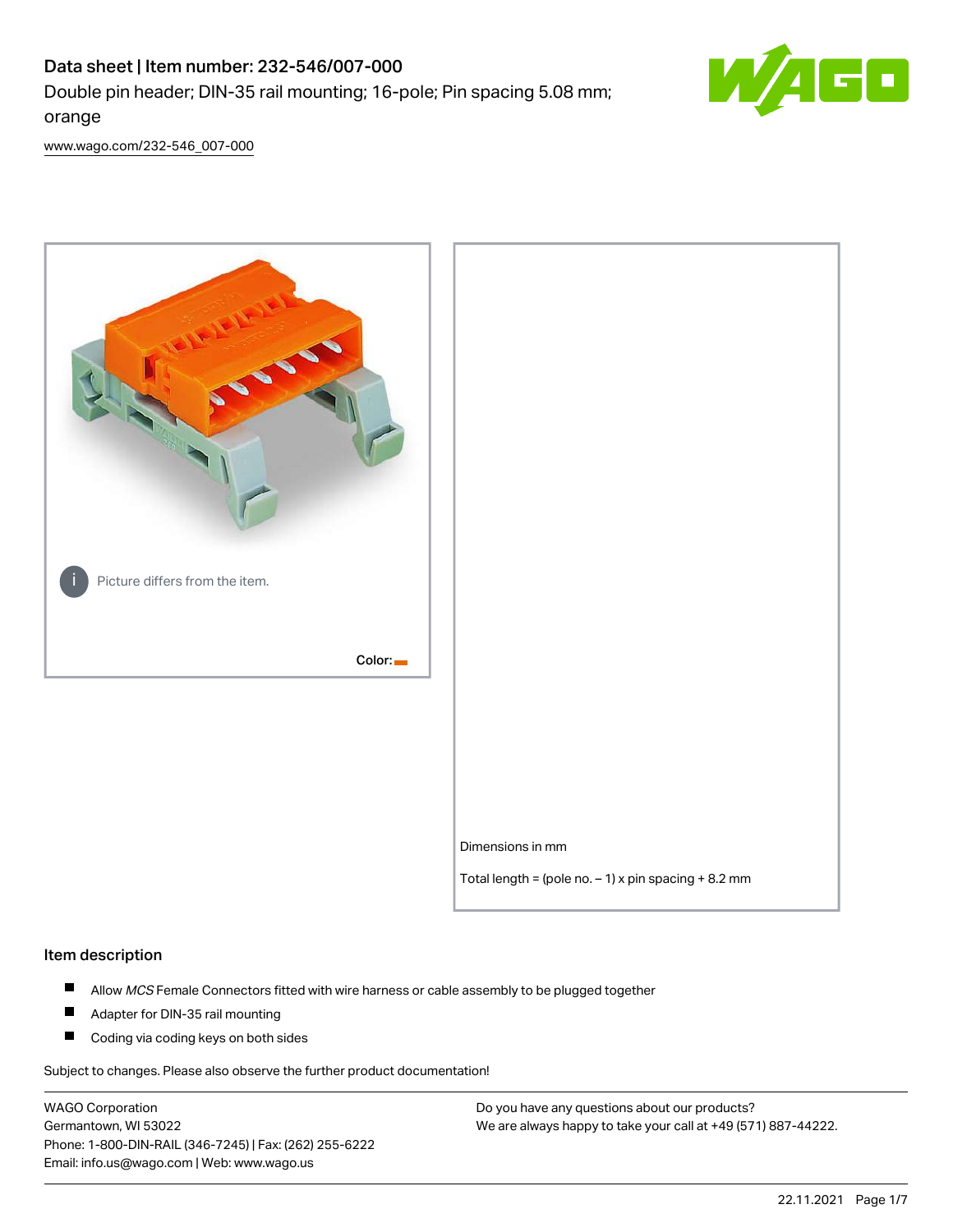# Data sheet | Item number: 232-546/007-000

Double pin header; DIN-35 rail mounting; 16-pole; Pin spacing 5.08 mm; orange

www.wago.com/232-546_007-000

Picture differs from the item.

Color:

Dimensions in mm

Total length = (pole no. – 1) x pin spacing + 8.2 mm

## Item description

- Allow *MCS* Female Connectors fitted with wire harness or cable assembly to be plugged together
- Adapter for DIN-35 rail mounting
- Coding via coding keys on both sides

Subject to changes. Please also observe the further product documentation!

WAGO Corporation
Germantown, WI 53022
Phone: 1-800-DIN-RAIL (346-7245) | Fax: (262) 255-6222
Email: info.us@wago.com | Web: www.wago.us

Do you have any questions about our products?
We are always happy to take your call at +49 (571) 887-44222.

22.11.2021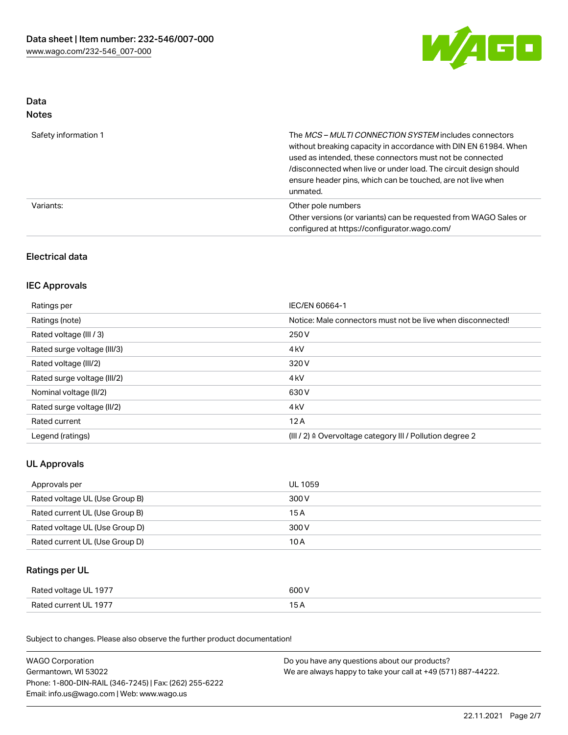# Data

## Notes

| | |
|---|---|
| Safety information 1 | The *MCS – MULTI CONNECTION SYSTEM* includes connectors without breaking capacity in accordance with DIN EN 61984. When used as intended, these connectors must not be connected /disconnected when live or under load. The circuit design should ensure header pins, which can be touched, are not live when unmated. |
| Variants: | Other pole numbers<br>Other versions (or variants) can be requested from WAGO Sales or configured at https://configurator.wago.com/ |

## Electrical data

### IEC Approvals

| | |
|---|---|
| Ratings per | IEC/EN 60664-1 |
| Ratings (note) | Notice: Male connectors must not be live when disconnected! |
| Rated voltage (III / 3) | 250 V |
| Rated surge voltage (III/3) | 4 kV |
| Rated voltage (III/2) | 320 V |
| Rated surge voltage (III/2) | 4 kV |
| Nominal voltage (II/2) | 630 V |
| Rated surge voltage (II/2) | 4 kV |
| Rated current | 12 A |
| Legend (ratings) | (III / 2) ≙ Overvoltage category III / Pollution degree 2 |

### UL Approvals

| | |
|---|---|
| Approvals per | UL 1059 |
| Rated voltage UL (Use Group B) | 300 V |
| Rated current UL (Use Group B) | 15 A |
| Rated voltage UL (Use Group D) | 300 V |
| Rated current UL (Use Group D) | 10 A |

### Ratings per UL

| | |
|---|---|
| Rated voltage UL 1977 | 600 V |
| Rated current UL 1977 | 15 A |

Subject to changes. Please also observe the further product documentation!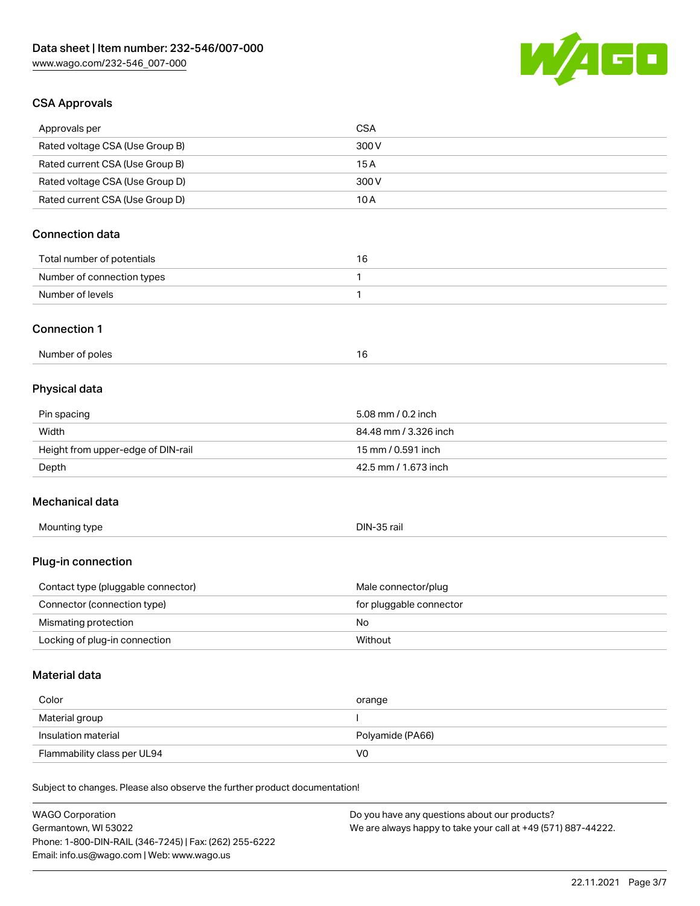## CSA Approvals

| Approvals per | CSA |
| --- | --- |
| Rated voltage CSA (Use Group B) | 300 V |
| Rated current CSA (Use Group B) | 15 A |
| Rated voltage CSA (Use Group D) | 300 V |
| Rated current CSA (Use Group D) | 10 A |

## Connection data

| Total number of potentials | 16 |
| --- | --- |
| Number of connection types | 1 |
| Number of levels | 1 |

## Connection 1

| Number of poles | 16 |
| --- | --- |

## Physical data

| Pin spacing | 5.08 mm / 0.2 inch |
| --- | --- |
| Width | 84.48 mm / 3.326 inch |
| Height from upper-edge of DIN-rail | 15 mm / 0.591 inch |
| Depth | 42.5 mm / 1.673 inch |

## Mechanical data

| Mounting type | DIN-35 rail |
| --- | --- |

## Plug-in connection

| Contact type (pluggable connector) | Male connector/plug |
| --- | --- |
| Connector (connection type) | for pluggable connector |
| Mismating protection | No |
| Locking of plug-in connection | Without |

## Material data

| Color | orange |
| --- | --- |
| Material group | I |
| Insulation material | Polyamide (PA66) |
| Flammability class per UL94 | V0 |

Subject to changes. Please also observe the further product documentation!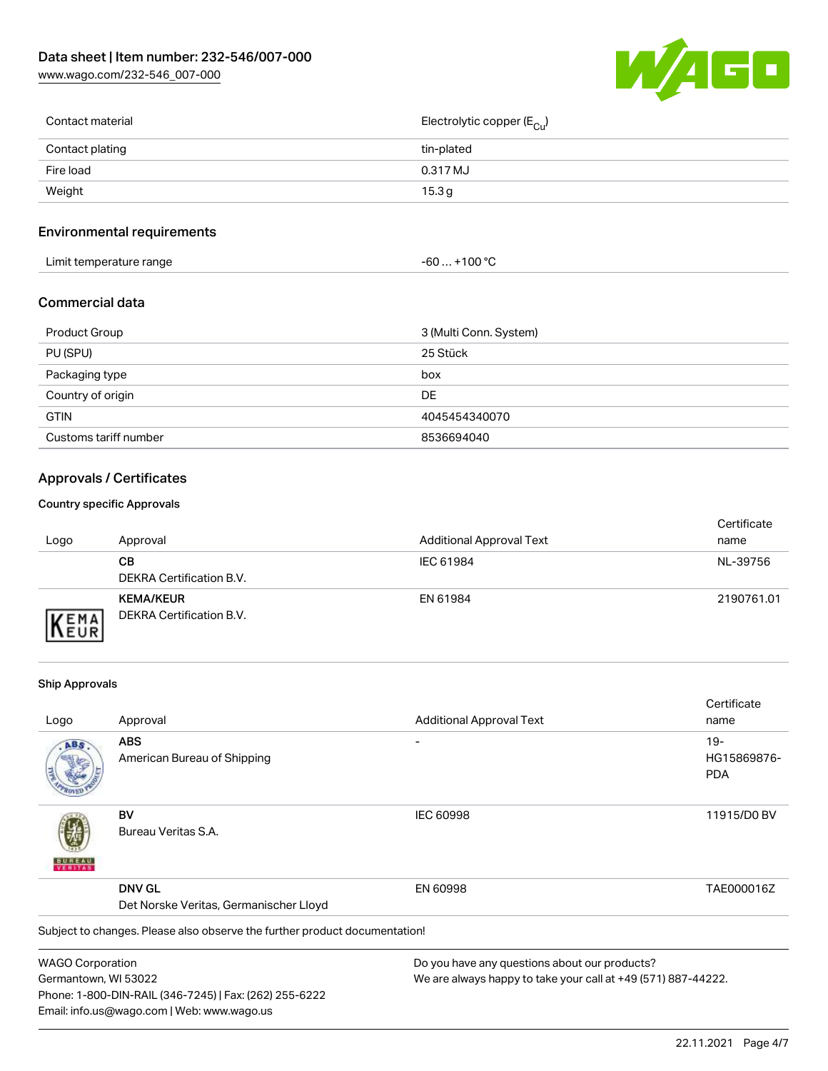| Contact material | Electrolytic copper ($E_{Cu}$) |
| --- | --- |
| Contact plating | tin-plated |
| Fire load | 0.317 MJ |
| Weight | 15.3 g |

## Environmental requirements

| Limit temperature range | -60 … +100 °C |
| --- | --- |

## Commercial data

| Product Group | 3 (Multi Conn. System) |
| --- | --- |
| PU (SPU) | 25 Stück |
| Packaging type | box |
| Country of origin | DE |
| GTIN | 4045454340070 |
| Customs tariff number | 8536694040 |

## Approvals / Certificates

### Country specific Approvals

| Logo | Approval | Additional Approval Text | Certificate name |
| --- | --- | --- | --- |
| | **CB** DEKRA Certification B.V. | IEC 61984 | NL-39756 |
| | **KEMA/KEUR** DEKRA Certification B.V. | EN 61984 | 2190761.01 |

### Ship Approvals

| Logo | Approval | Additional Approval Text | Certificate name |
| --- | --- | --- | --- |
| | **ABS** American Bureau of Shipping | - | 19-HG15869876-PDA |
| | **BV** Bureau Veritas S.A. | IEC 60998 | 11915/D0 BV |
| | **DNV GL** Det Norske Veritas, Germanischer Lloyd | EN 60998 | TAE000016Z |

Subject to changes. Please also observe the further product documentation!

WAGO Corporation
Germantown, WI 53022
Phone: 1-800-DIN-RAIL (346-7245) | Fax: (262) 255-6222
Email: info.us@wago.com | Web: www.wago.us

Do you have any questions about our products?
We are always happy to take your call at +49 (571) 887-44222.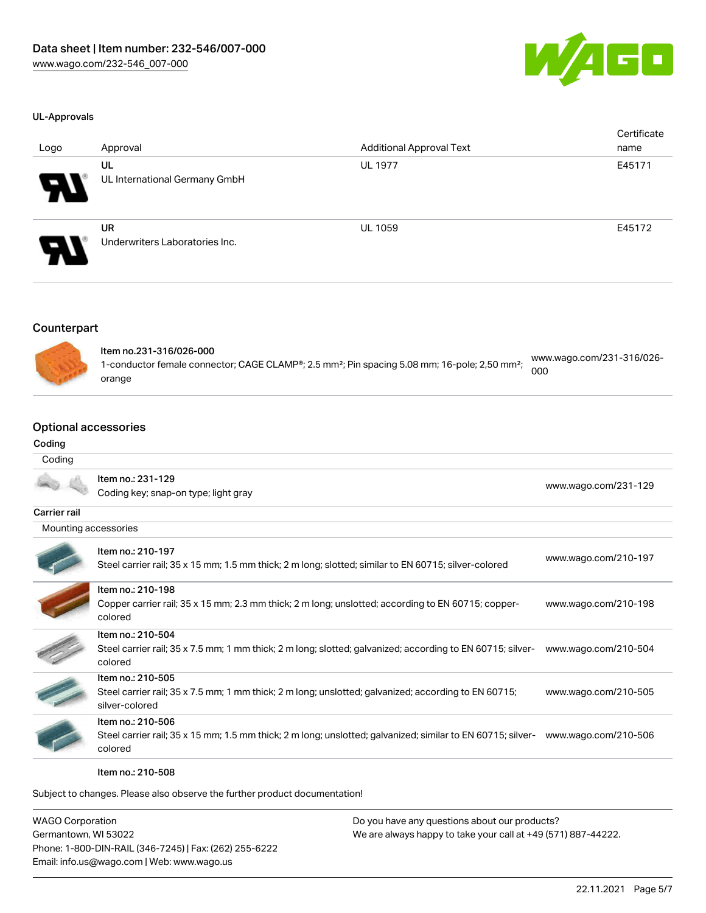### UL-Approvals

| Logo | Approval | Additional Approval Text | Certificate name |
| --- | --- | --- | --- |
| | UL<br>UL International Germany GmbH | UL 1977 | E45171 |
| | UR<br>Underwriters Laboratories Inc. | UL 1059 | E45172 |

## Counterpart

| | | |
| --- | --- | --- |
| | Item no.231-316/026-000<br>1-conductor female connector; CAGE CLAMP®; 2.5 mm²; Pin spacing 5.08 mm; 16-pole; 2,50 mm²; orange | www.wago.com/231-316/026-000 |

## Optional accessories

### Coding

| | | |
| --- | --- | --- |
| Coding | | |
| | Item no.: 231-129<br>Coding key; snap-on type; light gray | www.wago.com/231-129 |

### Carrier rail

| | | |
| --- | --- | --- |
| Mounting accessories | | |
| | Item no.: 210-197<br>Steel carrier rail; 35 x 15 mm; 1.5 mm thick; 2 m long; slotted; similar to EN 60715; silver-colored | www.wago.com/210-197 |
| | Item no.: 210-198<br>Copper carrier rail; 35 x 15 mm; 2.3 mm thick; 2 m long; unslotted; according to EN 60715; copper-colored | www.wago.com/210-198 |
| | Item no.: 210-504<br>Steel carrier rail; 35 x 7.5 mm; 1 mm thick; 2 m long; slotted; galvanized; according to EN 60715; silver-colored | www.wago.com/210-504 |
| | Item no.: 210-505<br>Steel carrier rail; 35 x 7.5 mm; 1 mm thick; 2 m long; unslotted; galvanized; according to EN 60715; silver-colored | www.wago.com/210-505 |
| | Item no.: 210-506<br>Steel carrier rail; 35 x 15 mm; 1.5 mm thick; 2 m long; unslotted; galvanized; similar to EN 60715; silver-colored | www.wago.com/210-506 |
| | Item no.: 210-508 | |

Subject to changes. Please also observe the further product documentation!

WAGO Corporation
Germantown, WI 53022
Phone: 1-800-DIN-RAIL (346-7245) | Fax: (262) 255-6222
Email: info.us@wago.com | Web: www.wago.us

Do you have any questions about our products?
We are always happy to take your call at +49 (571) 887-44222.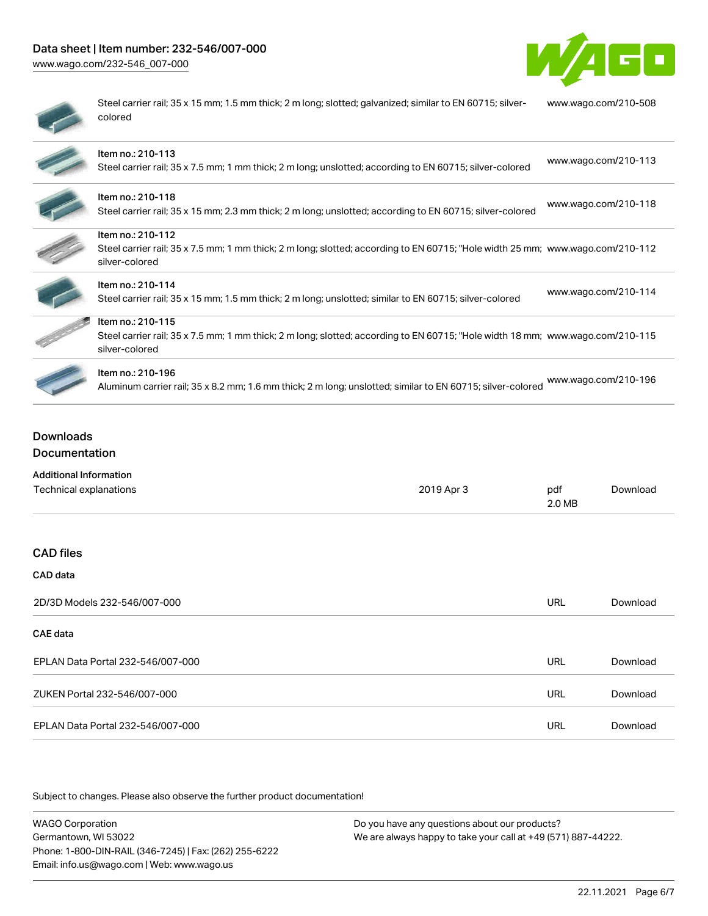| | |
|---|---|
| Steel carrier rail; 35 x 15 mm; 1.5 mm thick; 2 m long; slotted; galvanized; similar to EN 60715; silver-colored | www.wago.com/210-508 |
| Item no.: 210-113<br>Steel carrier rail; 35 x 7.5 mm; 1 mm thick; 2 m long; unslotted; according to EN 60715; silver-colored | www.wago.com/210-113 |
| Item no.: 210-118<br>Steel carrier rail; 35 x 15 mm; 2.3 mm thick; 2 m long; unslotted; according to EN 60715; silver-colored | www.wago.com/210-118 |
| Item no.: 210-112<br>Steel carrier rail; 35 x 7.5 mm; 1 mm thick; 2 m long; slotted; according to EN 60715; "Hole width 25 mm; silver-colored | www.wago.com/210-112 |
| Item no.: 210-114<br>Steel carrier rail; 35 x 15 mm; 1.5 mm thick; 2 m long; unslotted; similar to EN 60715; silver-colored | www.wago.com/210-114 |
| Item no.: 210-115<br>Steel carrier rail; 35 x 7.5 mm; 1 mm thick; 2 m long; slotted; according to EN 60715; "Hole width 18 mm; silver-colored | www.wago.com/210-115 |
| Item no.: 210-196<br>Aluminum carrier rail; 35 x 8.2 mm; 1.6 mm thick; 2 m long; unslotted; similar to EN 60715; silver-colored | www.wago.com/210-196 |

## Downloads

### Documentation

**Additional Information**

| | | | |
|---|---|---|---|
| Technical explanations | 2019 Apr 3 | pdf<br>2.0 MB | Download |

### CAD files

**CAD data**

| | | |
|---|---|---|
| 2D/3D Models 232-546/007-000 | URL | Download |

**CAE data**

| | | |
|---|---|---|
| EPLAN Data Portal 232-546/007-000 | URL | Download |
| ZUKEN Portal 232-546/007-000 | URL | Download |
| EPLAN Data Portal 232-546/007-000 | URL | Download |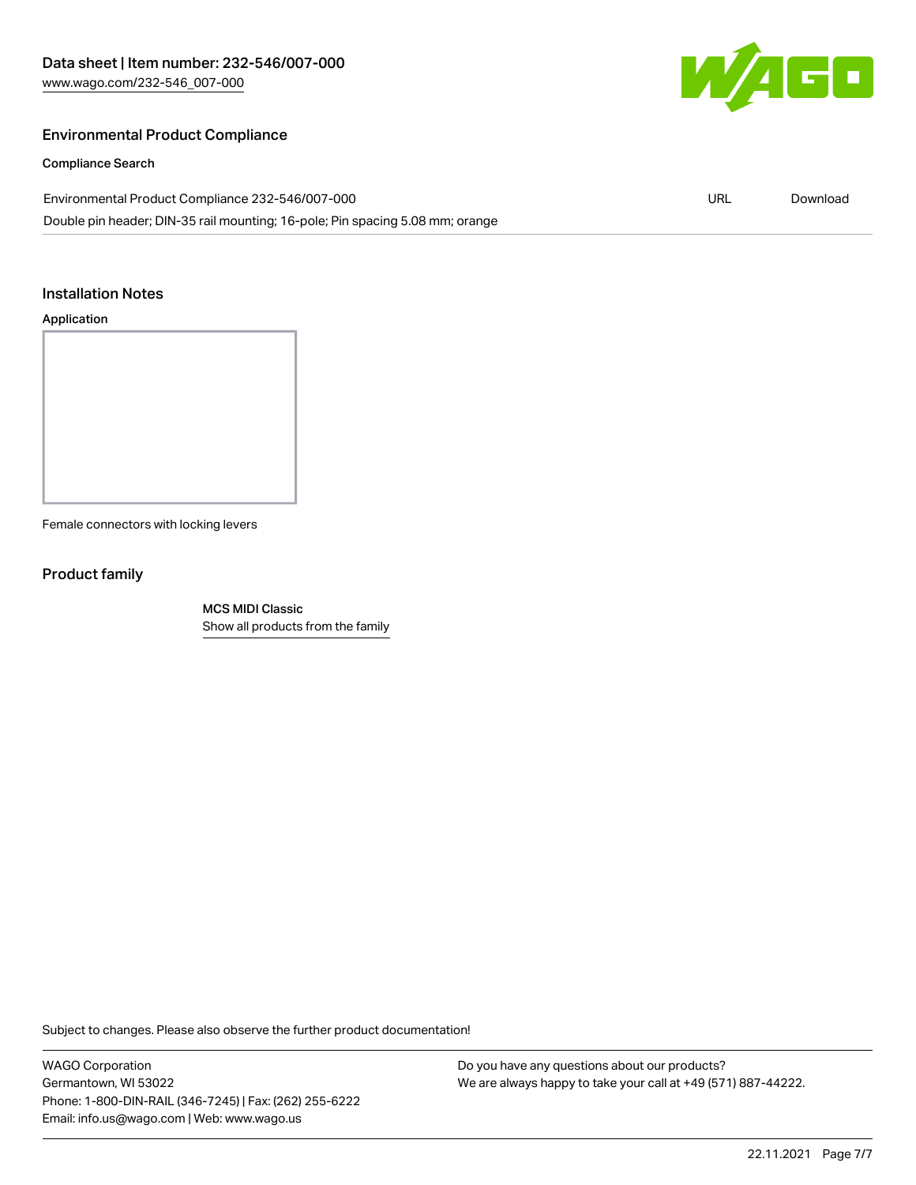## Environmental Product Compliance

### Compliance Search

| | | |
|---|---|---|
| Environmental Product Compliance 232-546/007-000<br>Double pin header; DIN-35 rail mounting; 16-pole; Pin spacing 5.08 mm; orange | URL | Download |

## Installation Notes

### Application

Female connectors with locking levers

## Product family

MCS MIDI Classic
Show all products from the family

Subject to changes. Please also observe the further product documentation!

WAGO Corporation
Germantown, WI 53022
Phone: 1-800-DIN-RAIL (346-7245) | Fax: (262) 255-6222
Email: info.us@wago.com | Web: www.wago.us

Do you have any questions about our products?
We are always happy to take your call at +49 (571) 887-44222.